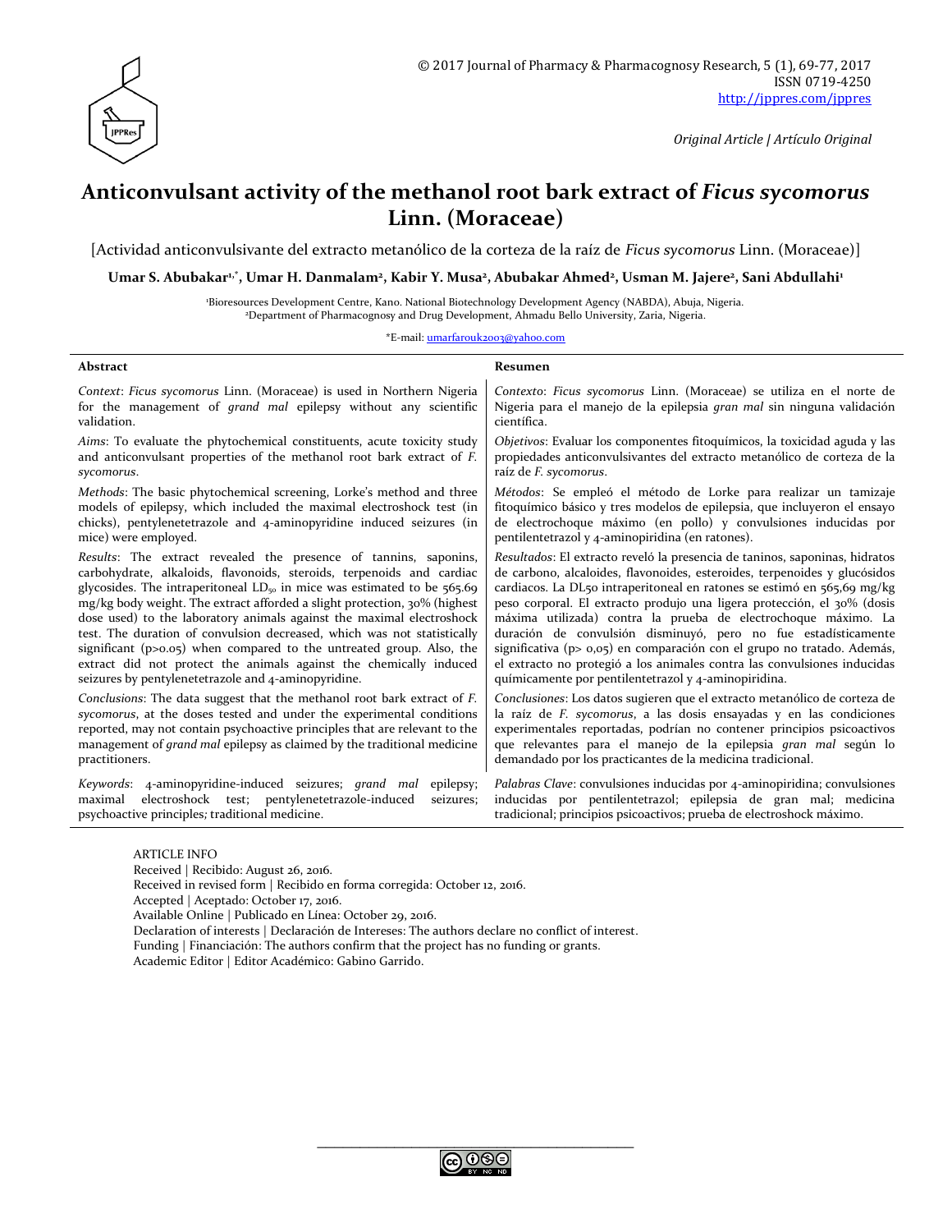© 2017 Journal of Pharmacy & Pharmacognosy Research, 5 (1), 69-77, 2017
ISSN 0719-4250
http://jppres.com/jppres

*Original Article | Artículo Original*

# Anticonvulsant activity of the methanol root bark extract of *Ficus sycomorus* Linn. (Moraceae)

[Actividad anticonvulsivante del extracto metanólico de la corteza de la raíz de *Ficus sycomorus* Linn. (Moraceae)]

**Umar S. Abubakar[1,*], Umar H. Danmalam[2], Kabir Y. Musa[2], Abubakar Ahmed[2], Usman M. Jajere[2], Sani Abdullahi[1]**

[1]Bioresources Development Centre, Kano. National Biotechnology Development Agency (NABDA), Abuja, Nigeria.
[2]Department of Pharmacognosy and Drug Development, Ahmadu Bello University, Zaria, Nigeria.

*E-mail: umarfarouk2003@yahoo.com

## Abstract

*Context*: *Ficus sycomorus* Linn. (Moraceae) is used in Northern Nigeria for the management of *grand mal* epilepsy without any scientific validation.

*Aims*: To evaluate the phytochemical constituents, acute toxicity study and anticonvulsant properties of the methanol root bark extract of *F. sycomorus*.

*Methods*: The basic phytochemical screening, Lorke's method and three models of epilepsy, which included the maximal electroshock test (in chicks), pentylenetetrazole and 4-aminopyridine induced seizures (in mice) were employed.

*Results*: The extract revealed the presence of tannins, saponins, carbohydrate, alkaloids, flavonoids, steroids, terpenoids and cardiac glycosides. The intraperitoneal $LD_{50}$ in mice was estimated to be 565.69 mg/kg body weight. The extract afforded a slight protection, 30% (highest dose used) to the laboratory animals against the maximal electroshock test. The duration of convulsion decreased, which was not statistically significant ($p>0.05$) when compared to the untreated group. Also, the extract did not protect the animals against the chemically induced seizures by pentylenetetrazole and 4-aminopyridine.

*Conclusions*: The data suggest that the methanol root bark extract of *F. sycomorus*, at the doses tested and under the experimental conditions reported, may not contain psychoactive principles that are relevant to the management of *grand mal* epilepsy as claimed by the traditional medicine practitioners.

*Keywords*: 4-aminopyridine-induced seizures; *grand mal* epilepsy; maximal electroshock test; pentylenetetrazole-induced seizures; psychoactive principles; traditional medicine.

## Resumen

*Contexto*: *Ficus sycomorus* Linn. (Moraceae) se utiliza en el norte de Nigeria para el manejo de la epilepsia *gran mal* sin ninguna validación científica.

*Objetivos*: Evaluar los componentes fitoquímicos, la toxicidad aguda y las propiedades anticonvulsivantes del extracto metanólico de corteza de la raíz de *F. sycomorus*.

*Métodos*: Se empleó el método de Lorke para realizar un tamizaje fitoquímico básico y tres modelos de epilepsia, que incluyeron el ensayo de electrochoque máximo (en pollo) y convulsiones inducidas por pentilentetrazol y 4-aminopiridina (en ratones).

*Resultados*: El extracto reveló la presencia de taninos, saponinas, hidratos de carbono, alcaloides, flavonoides, esteroides, terpenoides y glucósidos cardiacos. La DL50 intraperitoneal en ratones se estimó en 565,69 mg/kg peso corporal. El extracto produjo una ligera protección, el 30% (dosis máxima utilizada) contra la prueba de electrochoque máximo. La duración de convulsión disminuyó, pero no fue estadísticamente significativa ($p> 0,05$) en comparación con el grupo no tratado. Además, el extracto no protegió a los animales contra las convulsiones inducidas químicamente por pentilentetrazol y 4-aminopiridina.

*Conclusiones*: Los datos sugieren que el extracto metanólico de corteza de la raíz de *F. sycomorus*, a las dosis ensayadas y en las condiciones experimentales reportadas, podrían no contener principios psicoactivos que relevantes para el manejo de la epilepsia *gran mal* según lo demandado por los practicantes de la medicina tradicional.

*Palabras Clave*: convulsiones inducidas por 4-aminopiridina; convulsiones inducidas por pentilentetrazol; epilepsia de gran mal; medicina tradicional; principios psicoactivos; prueba de electroshock máximo.

ARTICLE INFO
Received | Recibido: August 26, 2016.
Received in revised form | Recibido en forma corregida: October 12, 2016.
Accepted | Aceptado: October 17, 2016.
Available Online | Publicado en Línea: October 29, 2016.
Declaration of interests | Declaración de Intereses: The authors declare no conflict of interest.
Funding | Financiación: The authors confirm that the project has no funding or grants.
Academic Editor | Editor Académico: Gabino Garrido.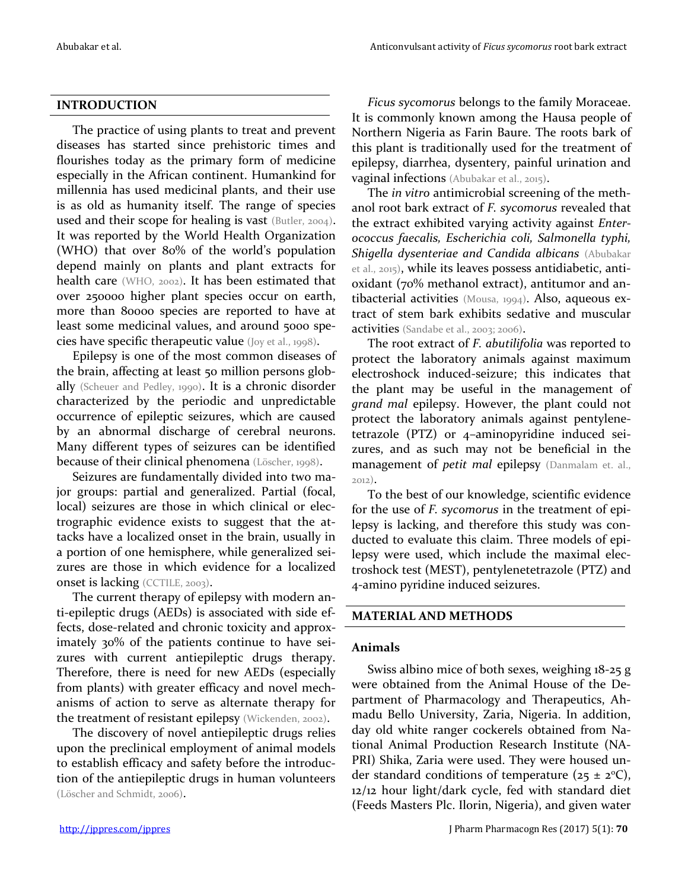## INTRODUCTION

The practice of using plants to treat and prevent diseases has started since prehistoric times and flourishes today as the primary form of medicine especially in the African continent. Humankind for millennia has used medicinal plants, and their use is as old as humanity itself. The range of species used and their scope for healing is vast (Butler, 2004). It was reported by the World Health Organization (WHO) that over 80% of the world's population depend mainly on plants and plant extracts for health care (WHO, 2002). It has been estimated that over 250000 higher plant species occur on earth, more than 80000 species are reported to have at least some medicinal values, and around 5000 species have specific therapeutic value (Joy et al., 1998).

Epilepsy is one of the most common diseases of the brain, affecting at least 50 million persons globally (Scheuer and Pedley, 1990). It is a chronic disorder characterized by the periodic and unpredictable occurrence of epileptic seizures, which are caused by an abnormal discharge of cerebral neurons. Many different types of seizures can be identified because of their clinical phenomena (Löscher, 1998).

Seizures are fundamentally divided into two major groups: partial and generalized. Partial (focal, local) seizures are those in which clinical or electrographic evidence exists to suggest that the attacks have a localized onset in the brain, usually in a portion of one hemisphere, while generalized seizures are those in which evidence for a localized onset is lacking (CCTILE, 2003).

The current therapy of epilepsy with modern anti-epileptic drugs (AEDs) is associated with side effects, dose-related and chronic toxicity and approximately 30% of the patients continue to have seizures with current antiepileptic drugs therapy. Therefore, there is need for new AEDs (especially from plants) with greater efficacy and novel mechanisms of action to serve as alternate therapy for the treatment of resistant epilepsy (Wickenden, 2002).

The discovery of novel antiepileptic drugs relies upon the preclinical employment of animal models to establish efficacy and safety before the introduction of the antiepileptic drugs in human volunteers (Löscher and Schmidt, 2006).

*Ficus sycomorus* belongs to the family Moraceae. It is commonly known among the Hausa people of Northern Nigeria as Farin Baure. The roots bark of this plant is traditionally used for the treatment of epilepsy, diarrhea, dysentery, painful urination and vaginal infections (Abubakar et al., 2015).

The *in vitro* antimicrobial screening of the methanol root bark extract of *F. sycomorus* revealed that the extract exhibited varying activity against *Enterococcus faecalis, Escherichia coli, Salmonella typhi, Shigella dysenteriae and Candida albicans* (Abubakar et al., 2015), while its leaves possess antidiabetic, antioxidant (70% methanol extract), antitumor and antibacterial activities (Mousa, 1994). Also, aqueous extract of stem bark exhibits sedative and muscular activities (Sandabe et al., 2003; 2006).

The root extract of *F. abutilifolia* was reported to protect the laboratory animals against maximum electroshock induced-seizure; this indicates that the plant may be useful in the management of *grand mal* epilepsy. However, the plant could not protect the laboratory animals against pentylenetetrazole (PTZ) or 4–aminopyridine induced seizures, and as such may not be beneficial in the management of *petit mal* epilepsy (Danmalam et. al., 2012).

To the best of our knowledge, scientific evidence for the use of *F. sycomorus* in the treatment of epilepsy is lacking, and therefore this study was conducted to evaluate this claim. Three models of epilepsy were used, which include the maximal electroshock test (MEST), pentylenetetrazole (PTZ) and 4-amino pyridine induced seizures.

## MATERIAL AND METHODS

### Animals

Swiss albino mice of both sexes, weighing 18-25 g were obtained from the Animal House of the Department of Pharmacology and Therapeutics, Ahmadu Bello University, Zaria, Nigeria. In addition, day old white ranger cockerels obtained from National Animal Production Research Institute (NAPRI) Shika, Zaria were used. They were housed under standard conditions of temperature (25 ± 2°C), 12/12 hour light/dark cycle, fed with standard diet (Feeds Masters Plc. Ilorin, Nigeria), and given water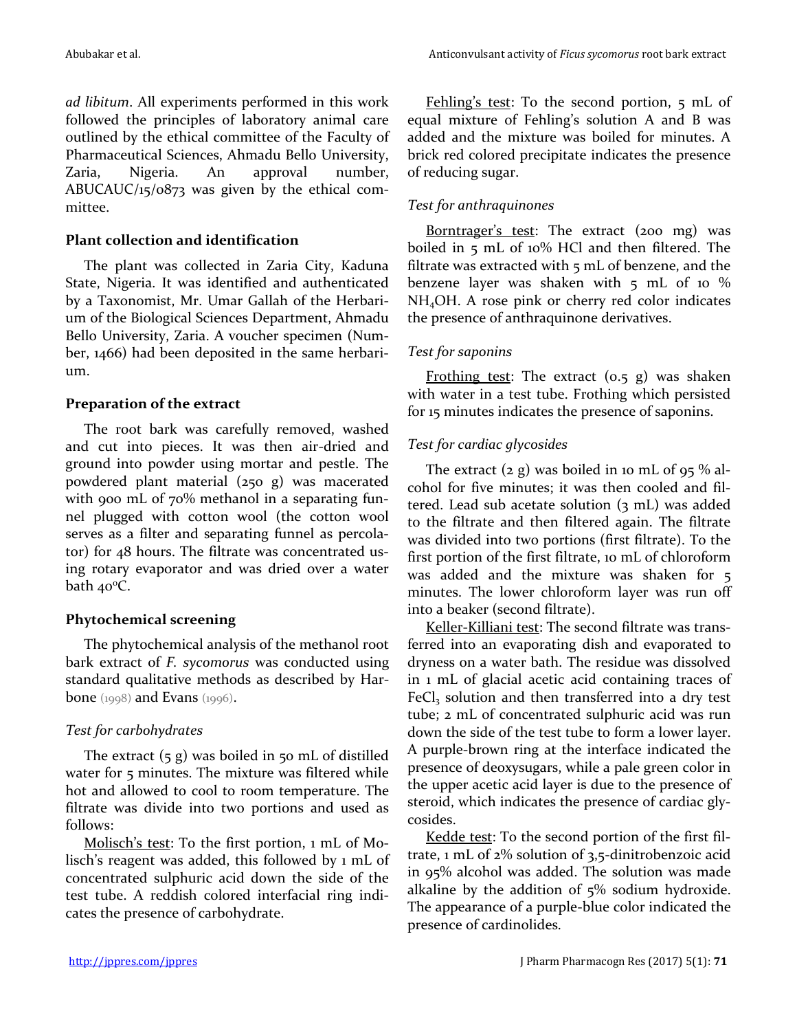*ad libitum*. All experiments performed in this work followed the principles of laboratory animal care outlined by the ethical committee of the Faculty of Pharmaceutical Sciences, Ahmadu Bello University, Zaria, Nigeria. An approval number, ABUCAUC/15/0873 was given by the ethical committee.

### Plant collection and identification

The plant was collected in Zaria City, Kaduna State, Nigeria. It was identified and authenticated by a Taxonomist, Mr. Umar Gallah of the Herbarium of the Biological Sciences Department, Ahmadu Bello University, Zaria. A voucher specimen (Number, 1466) had been deposited in the same herbarium.

### Preparation of the extract

The root bark was carefully removed, washed and cut into pieces. It was then air-dried and ground into powder using mortar and pestle. The powdered plant material (250 g) was macerated with 900 mL of 70% methanol in a separating funnel plugged with cotton wool (the cotton wool serves as a filter and separating funnel as percolator) for 48 hours. The filtrate was concentrated using rotary evaporator and was dried over a water bath 40°C.

### Phytochemical screening

The phytochemical analysis of the methanol root bark extract of *F. sycomorus* was conducted using standard qualitative methods as described by Harbone (1998) and Evans (1996).

#### *Test for carbohydrates*

The extract (5 g) was boiled in 50 mL of distilled water for 5 minutes. The mixture was filtered while hot and allowed to cool to room temperature. The filtrate was divide into two portions and used as follows:

Molisch's test: To the first portion, 1 mL of Molisch's reagent was added, this followed by 1 mL of concentrated sulphuric acid down the side of the test tube. A reddish colored interfacial ring indicates the presence of carbohydrate.

Fehling's test: To the second portion, 5 mL of equal mixture of Fehling's solution A and B was added and the mixture was boiled for minutes. A brick red colored precipitate indicates the presence of reducing sugar.

#### *Test for anthraquinones*

Borntrager's test: The extract (200 mg) was boiled in 5 mL of 10% HCl and then filtered. The filtrate was extracted with 5 mL of benzene, and the benzene layer was shaken with 5 mL of 10 % $NH_4OH$. A rose pink or cherry red color indicates the presence of anthraquinone derivatives.

#### *Test for saponins*

Frothing test: The extract (0.5 g) was shaken with water in a test tube. Frothing which persisted for 15 minutes indicates the presence of saponins.

#### *Test for cardiac glycosides*

The extract (2 g) was boiled in 10 mL of 95 % alcohol for five minutes; it was then cooled and filtered. Lead sub acetate solution (3 mL) was added to the filtrate and then filtered again. The filtrate was divided into two portions (first filtrate). To the first portion of the first filtrate, 10 mL of chloroform was added and the mixture was shaken for 5 minutes. The lower chloroform layer was run off into a beaker (second filtrate).

Keller-Killiani test: The second filtrate was transferred into an evaporating dish and evaporated to dryness on a water bath. The residue was dissolved in 1 mL of glacial acetic acid containing traces of $FeCl_3$ solution and then transferred into a dry test tube; 2 mL of concentrated sulphuric acid was run down the side of the test tube to form a lower layer. A purple-brown ring at the interface indicated the presence of deoxysugars, while a pale green color in the upper acetic acid layer is due to the presence of steroid, which indicates the presence of cardiac glycosides.

Kedde test: To the second portion of the first filtrate, 1 mL of 2% solution of 3,5-dinitrobenzoic acid in 95% alcohol was added. The solution was made alkaline by the addition of 5% sodium hydroxide. The appearance of a purple-blue color indicated the presence of cardinolides.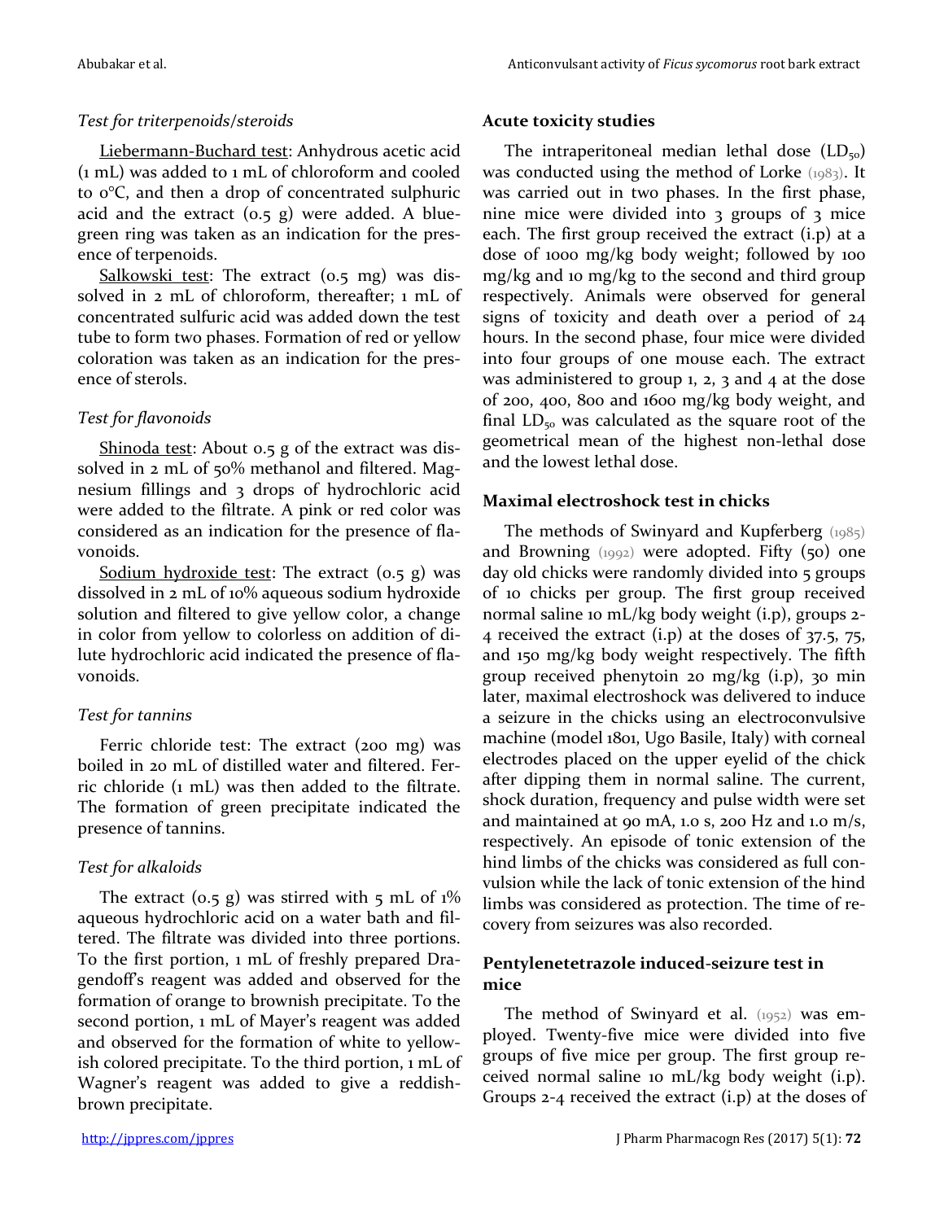### *Test for triterpenoids/steroids*

Liebermann-Buchard test: Anhydrous acetic acid (1 mL) was added to 1 mL of chloroform and cooled to 0°C, and then a drop of concentrated sulphuric acid and the extract (0.5 g) were added. A blue-green ring was taken as an indication for the presence of terpenoids.

Salkowski test: The extract (0.5 mg) was dissolved in 2 mL of chloroform, thereafter; 1 mL of concentrated sulfuric acid was added down the test tube to form two phases. Formation of red or yellow coloration was taken as an indication for the presence of sterols.

### *Test for flavonoids*

Shinoda test: About 0.5 g of the extract was dissolved in 2 mL of 50% methanol and filtered. Magnesium fillings and 3 drops of hydrochloric acid were added to the filtrate. A pink or red color was considered as an indication for the presence of flavonoids.

Sodium hydroxide test: The extract (0.5 g) was dissolved in 2 mL of 10% aqueous sodium hydroxide solution and filtered to give yellow color, a change in color from yellow to colorless on addition of dilute hydrochloric acid indicated the presence of flavonoids.

### *Test for tannins*

Ferric chloride test: The extract (200 mg) was boiled in 20 mL of distilled water and filtered. Ferric chloride (1 mL) was then added to the filtrate. The formation of green precipitate indicated the presence of tannins.

### *Test for alkaloids*

The extract (0.5 g) was stirred with 5 mL of 1% aqueous hydrochloric acid on a water bath and filtered. The filtrate was divided into three portions. To the first portion, 1 mL of freshly prepared Dragendoff's reagent was added and observed for the formation of orange to brownish precipitate. To the second portion, 1 mL of Mayer's reagent was added and observed for the formation of white to yellowish colored precipitate. To the third portion, 1 mL of Wagner's reagent was added to give a reddish-brown precipitate.

## **Acute toxicity studies**

The intraperitoneal median lethal dose ($LD_{50}$) was conducted using the method of Lorke (1983). It was carried out in two phases. In the first phase, nine mice were divided into 3 groups of 3 mice each. The first group received the extract (i.p) at a dose of 1000 mg/kg body weight; followed by 100 mg/kg and 10 mg/kg to the second and third group respectively. Animals were observed for general signs of toxicity and death over a period of 24 hours. In the second phase, four mice were divided into four groups of one mouse each. The extract was administered to group 1, 2, 3 and 4 at the dose of 200, 400, 800 and 1600 mg/kg body weight, and final $LD_{50}$ was calculated as the square root of the geometrical mean of the highest non-lethal dose and the lowest lethal dose.

## **Maximal electroshock test in chicks**

The methods of Swinyard and Kupferberg (1985) and Browning (1992) were adopted. Fifty (50) one day old chicks were randomly divided into 5 groups of 10 chicks per group. The first group received normal saline 10 mL/kg body weight (i.p), groups 2-4 received the extract (i.p) at the doses of 37.5, 75, and 150 mg/kg body weight respectively. The fifth group received phenytoin 20 mg/kg (i.p), 30 min later, maximal electroshock was delivered to induce a seizure in the chicks using an electroconvulsive machine (model 1801, Ugo Basile, Italy) with corneal electrodes placed on the upper eyelid of the chick after dipping them in normal saline. The current, shock duration, frequency and pulse width were set and maintained at 90 mA, 1.0 s, 200 Hz and 1.0 m/s, respectively. An episode of tonic extension of the hind limbs of the chicks was considered as full convulsion while the lack of tonic extension of the hind limbs was considered as protection. The time of recovery from seizures was also recorded.

## **Pentylenetetrazole induced-seizure test in mice**

The method of Swinyard et al. (1952) was employed. Twenty-five mice were divided into five groups of five mice per group. The first group received normal saline 10 mL/kg body weight (i.p). Groups 2-4 received the extract (i.p) at the doses of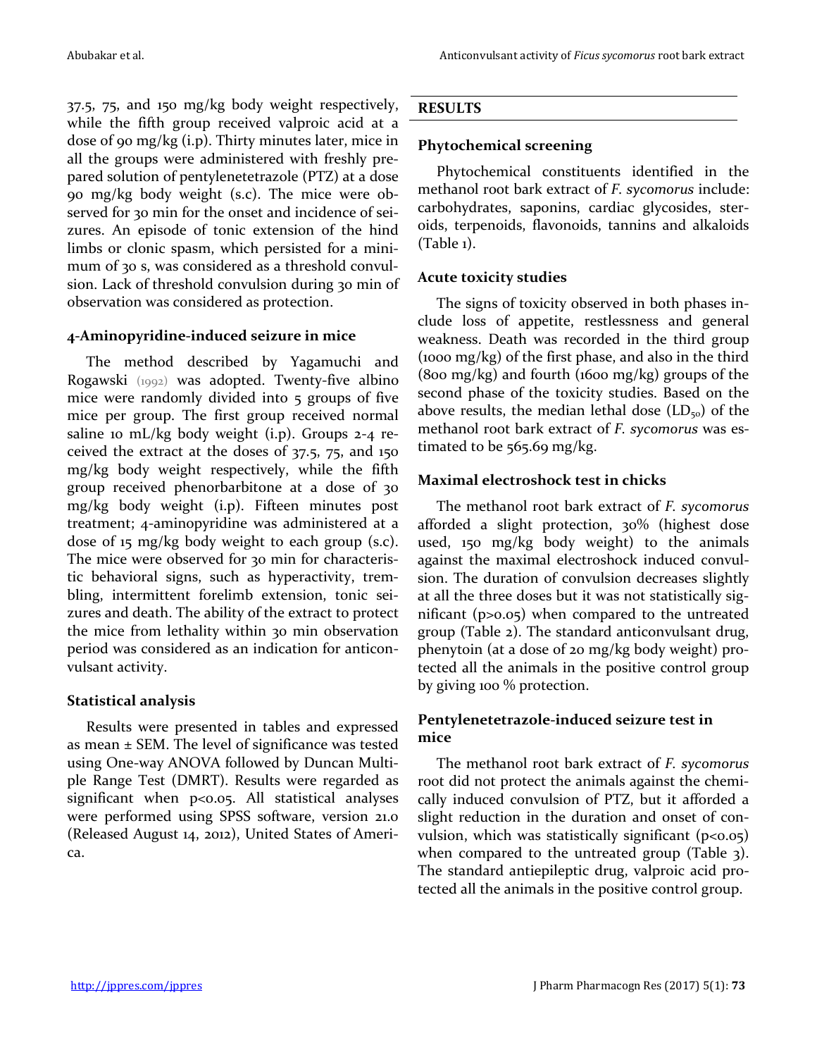37.5, 75, and 150 mg/kg body weight respectively, while the fifth group received valproic acid at a dose of 90 mg/kg (i.p). Thirty minutes later, mice in all the groups were administered with freshly prepared solution of pentylenetetrazole (PTZ) at a dose 90 mg/kg body weight (s.c). The mice were observed for 30 min for the onset and incidence of seizures. An episode of tonic extension of the hind limbs or clonic spasm, which persisted for a minimum of 30 s, was considered as a threshold convulsion. Lack of threshold convulsion during 30 min of observation was considered as protection.

### 4-Aminopyridine-induced seizure in mice

The method described by Yagamuchi and Rogawski (1992) was adopted. Twenty-five albino mice were randomly divided into 5 groups of five mice per group. The first group received normal saline 10 mL/kg body weight (i.p). Groups 2-4 received the extract at the doses of 37.5, 75, and 150 mg/kg body weight respectively, while the fifth group received phenorbarbitone at a dose of 30 mg/kg body weight (i.p). Fifteen minutes post treatment; 4-aminopyridine was administered at a dose of 15 mg/kg body weight to each group (s.c). The mice were observed for 30 min for characteristic behavioral signs, such as hyperactivity, trembling, intermittent forelimb extension, tonic seizures and death. The ability of the extract to protect the mice from lethality within 30 min observation period was considered as an indication for anticonvulsant activity.

### Statistical analysis

Results were presented in tables and expressed as mean ± SEM. The level of significance was tested using One-way ANOVA followed by Duncan Multiple Range Test (DMRT). Results were regarded as significant when $p<0.05$. All statistical analyses were performed using SPSS software, version 21.0 (Released August 14, 2012), United States of America.

## RESULTS

### Phytochemical screening

Phytochemical constituents identified in the methanol root bark extract of *F. sycomorus* include: carbohydrates, saponins, cardiac glycosides, steroids, terpenoids, flavonoids, tannins and alkaloids (Table 1).

### Acute toxicity studies

The signs of toxicity observed in both phases include loss of appetite, restlessness and general weakness. Death was recorded in the third group (1000 mg/kg) of the first phase, and also in the third (800 mg/kg) and fourth (1600 mg/kg) groups of the second phase of the toxicity studies. Based on the above results, the median lethal dose ($LD_{50}$) of the methanol root bark extract of *F. sycomorus* was estimated to be 565.69 mg/kg.

### Maximal electroshock test in chicks

The methanol root bark extract of *F. sycomorus* afforded a slight protection, 30% (highest dose used, 150 mg/kg body weight) to the animals against the maximal electroshock induced convulsion. The duration of convulsion decreases slightly at all the three doses but it was not statistically significant ($p>0.05$) when compared to the untreated group (Table 2). The standard anticonvulsant drug, phenytoin (at a dose of 20 mg/kg body weight) protected all the animals in the positive control group by giving 100 % protection.

### Pentylenetetrazole-induced seizure test in mice

The methanol root bark extract of *F. sycomorus* root did not protect the animals against the chemically induced convulsion of PTZ, but it afforded a slight reduction in the duration and onset of convulsion, which was statistically significant ($p<0.05$) when compared to the untreated group (Table 3). The standard antiepileptic drug, valproic acid protected all the animals in the positive control group.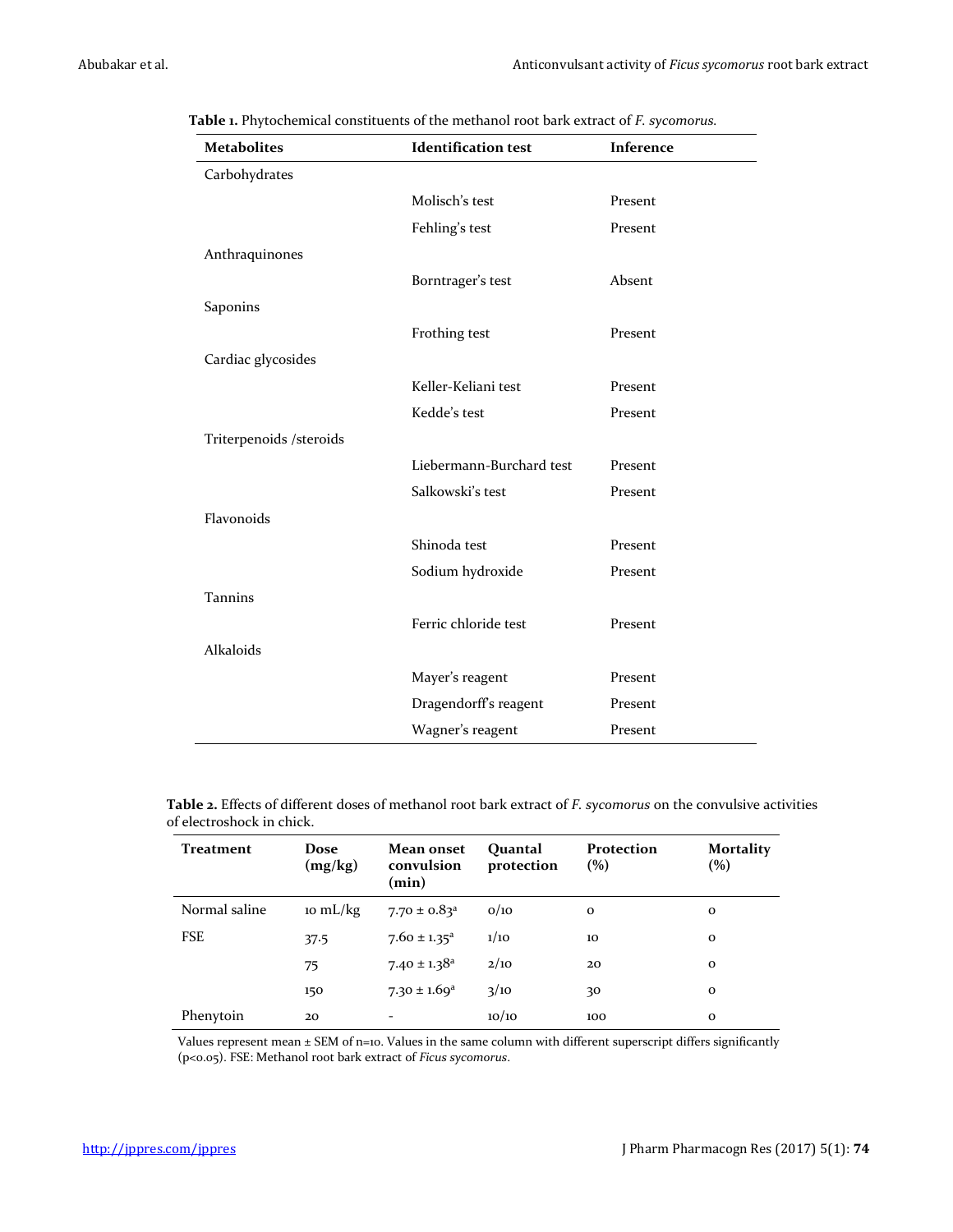**Table 1.** Phytochemical constituents of the methanol root bark extract of *F. sycomorus.*

| Metabolites | Identification test | Inference |
|---|---|---|
| Carbohydrates | | |
| | Molisch's test | Present |
| | Fehling's test | Present |
| Anthraquinones | | |
| | Borntrager's test | Absent |
| Saponins | | |
| | Frothing test | Present |
| Cardiac glycosides | | |
| | Keller-Keliani test | Present |
| | Kedde's test | Present |
| Triterpenoids /steroids | | |
| | Liebermann-Burchard test | Present |
| | Salkowski's test | Present |
| Flavonoids | | |
| | Shinoda test | Present |
| | Sodium hydroxide | Present |
| Tannins | | |
| | Ferric chloride test | Present |
| Alkaloids | | |
| | Mayer's reagent | Present |
| | Dragendorff's reagent | Present |
| | Wagner's reagent | Present |

**Table 2.** Effects of different doses of methanol root bark extract of *F. sycomorus* on the convulsive activities of electroshock in chick.

| Treatment | Dose (mg/kg) | Mean onset convulsion (min) | Quantal protection | Protection (%) | Mortality (%) |
|---|---|---|---|---|---|
| Normal saline | 10 mL/kg | $7.70 \pm 0.83^a$ | 0/10 | 0 | 0 |
| FSE | 37.5 | $7.60 \pm 1.35^a$ | 1/10 | 10 | 0 |
| | 75 | $7.40 \pm 1.38^a$ | 2/10 | 20 | 0 |
| | 150 | $7.30 \pm 1.69^a$ | 3/10 | 30 | 0 |
| Phenytoin | 20 | - | 10/10 | 100 | 0 |

Values represent mean ± SEM of n=10. Values in the same column with different superscript differs significantly ($p<0.05$). FSE: Methanol root bark extract of *Ficus sycomorus*.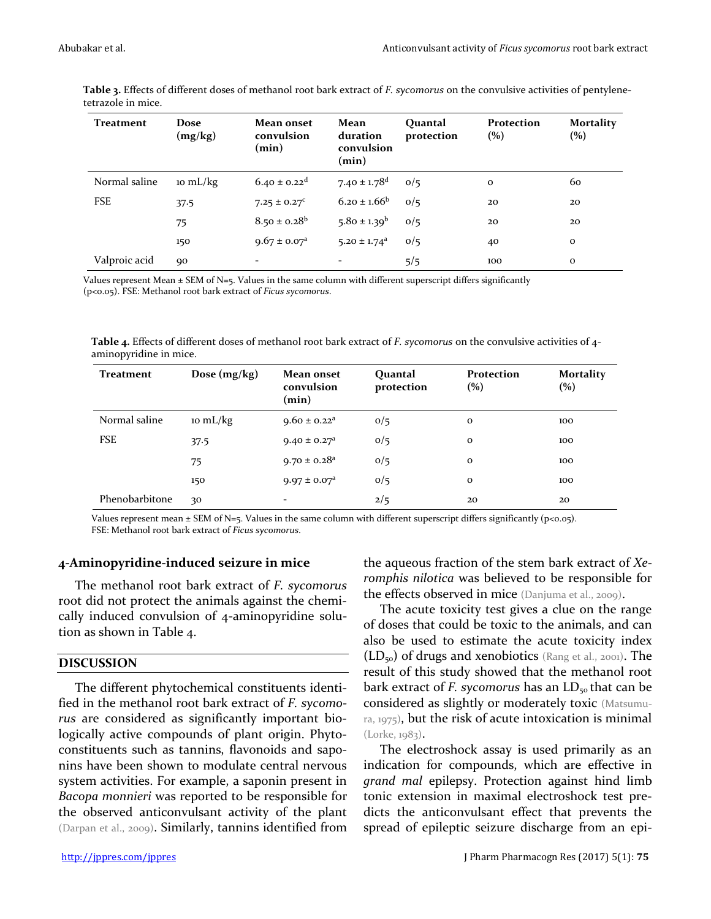**Table 3.** Effects of different doses of methanol root bark extract of *F. sycomorus* on the convulsive activities of pentylenetetrazole in mice.

| Treatment | Dose (mg/kg) | Mean onset convulsion (min) | Mean duration convulsion (min) | Quantal protection | Protection (%) | Mortality (%) |
|---|---|---|---|---|---|---|
| Normal saline | 10 mL/kg | $6.40 \pm 0.22^{d}$ | $7.40 \pm 1.78^{d}$ | 0/5 | 0 | 60 |
| FSE | 37.5 | $7.25 \pm 0.27^{c}$ | $6.20 \pm 1.66^{b}$ | 0/5 | 20 | 20 |
| | 75 | $8.50 \pm 0.28^{b}$ | $5.80 \pm 1.39^{b}$ | 0/5 | 20 | 20 |
| | 150 | $9.67 \pm 0.07^{a}$ | $5.20 \pm 1.74^{a}$ | 0/5 | 40 | 0 |
| Valproic acid | 90 | - | - | 5/5 | 100 | 0 |

Values represent Mean ± SEM of N=5. Values in the same column with different superscript differs significantly ($p<0.05$). FSE: Methanol root bark extract of *Ficus sycomorus*.

**Table 4.** Effects of different doses of methanol root bark extract of *F. sycomorus* on the convulsive activities of 4-aminopyridine in mice.

| Treatment | Dose (mg/kg) | Mean onset convulsion (min) | Quantal protection | Protection (%) | Mortality (%) |
|---|---|---|---|---|---|
| Normal saline | 10 mL/kg | $9.60 \pm 0.22^{a}$ | 0/5 | 0 | 100 |
| FSE | 37.5 | $9.40 \pm 0.27^{a}$ | 0/5 | 0 | 100 |
| | 75 | $9.70 \pm 0.28^{a}$ | 0/5 | 0 | 100 |
| | 150 | $9.97 \pm 0.07^{a}$ | 0/5 | 0 | 100 |
| Phenobarbitone | 30 | - | 2/5 | 20 | 20 |

Values represent mean ± SEM of N=5. Values in the same column with different superscript differs significantly ($p<0.05$). FSE: Methanol root bark extract of *Ficus sycomorus*.

### 4-Aminopyridine-induced seizure in mice

The methanol root bark extract of *F. sycomorus* root did not protect the animals against the chemically induced convulsion of 4-aminopyridine solution as shown in Table 4.

## DISCUSSION

The different phytochemical constituents identified in the methanol root bark extract of *F. sycomorus* are considered as significantly important biologically active compounds of plant origin. Phytoconstituents such as tannins, flavonoids and saponins have been shown to modulate central nervous system activities. For example, a saponin present in *Bacopa monnieri* was reported to be responsible for the observed anticonvulsant activity of the plant (Darpan et al., 2009). Similarly, tannins identified from the aqueous fraction of the stem bark extract of *Xeromphis nilotica* was believed to be responsible for the effects observed in mice (Danjuma et al., 2009).

The acute toxicity test gives a clue on the range of doses that could be toxic to the animals, and can also be used to estimate the acute toxicity index ($LD_{50}$) of drugs and xenobiotics (Rang et al., 2001). The result of this study showed that the methanol root bark extract of *F. sycomorus* has an $LD_{50}$ that can be considered as slightly or moderately toxic (Matsumura, 1975), but the risk of acute intoxication is minimal (Lorke, 1983).

The electroshock assay is used primarily as an indication for compounds, which are effective in *grand mal* epilepsy. Protection against hind limb tonic extension in maximal electroshock test predicts the anticonvulsant effect that prevents the spread of epileptic seizure discharge from an epi-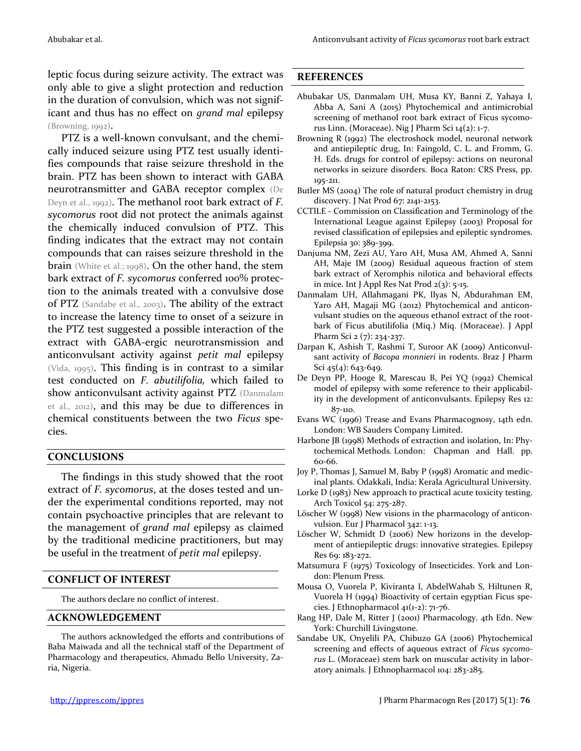leptic focus during seizure activity. The extract was only able to give a slight protection and reduction in the duration of convulsion, which was not significant and thus has no effect on *grand mal* epilepsy (Browning, 1992).

PTZ is a well-known convulsant, and the chemically induced seizure using PTZ test usually identifies compounds that raise seizure threshold in the brain. PTZ has been shown to interact with GABA neurotransmitter and GABA receptor complex (De Deyn et al., 1992). The methanol root bark extract of *F. sycomorus* root did not protect the animals against the chemically induced convulsion of PTZ. This finding indicates that the extract may not contain compounds that can raises seizure threshold in the brain (White et al.; 1998). On the other hand, the stem bark extract of *F. sycomorus* conferred 100% protection to the animals treated with a convulsive dose of PTZ (Sandabe et al., 2003). The ability of the extract to increase the latency time to onset of a seizure in the PTZ test suggested a possible interaction of the extract with GABA-ergic neurotransmission and anticonvulsant activity against *petit mal* epilepsy (Vida, 1995). This finding is in contrast to a similar test conducted on *F. abutilifolia,* which failed to show anticonvulsant activity against PTZ (Danmalam et al., 2012), and this may be due to differences in chemical constituents between the two *Ficus* species.

## CONCLUSIONS

The findings in this study showed that the root extract of *F. sycomorus*, at the doses tested and under the experimental conditions reported, may not contain psychoactive principles that are relevant to the management of *grand mal* epilepsy as claimed by the traditional medicine practitioners, but may be useful in the treatment of *petit mal* epilepsy.

## CONFLICT OF INTEREST

The authors declare no conflict of interest.

## ACKNOWLEDGEMENT

The authors acknowledged the efforts and contributions of Baba Maiwada and all the technical staff of the Department of Pharmacology and therapeutics, Ahmadu Bello University, Zaria, Nigeria.

## REFERENCES

Abubakar US, Danmalam UH, Musa KY, Banni Z, Yahaya I, Abba A, Sani A (2015) Phytochemical and antimicrobial screening of methanol root bark extract of Ficus sycomorus Linn. (Moraceae). Nig J Pharm Sci 14(2): 1-7.

Browning R (1992) The electroshock model, neuronal network and antiepileptic drug, In: Faingold, C. L. and Fromm, G. H. Eds. drugs for control of epilepsy: actions on neuronal networks in seizure disorders. Boca Raton: CRS Press, pp. 195-211.

Butler MS (2004) The role of natural product chemistry in drug discovery. J Nat Prod 67: 2141-2153.

CCTILE - Commission on Classification and Terminology of the International League against Epilepsy (2003) Proposal for revised classification of epilepsies and epileptic syndromes. Epilepsia 30: 389-399.

Danjuma NM, Zezi AU, Yaro AH, Musa AM, Ahmed A, Sanni AH, Maje IM (2009) Residual aqueous fraction of stem bark extract of Xeromphis nilotica and behavioral effects in mice. Int J Appl Res Nat Prod 2(3): 5-15.

Danmalam UH, Allahmagani PK, Ilyas N, Abdurahman EM, Yaro AH, Magaji MG (2012) Phytochemical and anticonvulsant studies on the aqueous ethanol extract of the root-bark of Ficus abutilifolia (Miq.) Miq. (Moraceae). J Appl Pharm Sci 2 (7): 234-237.

Darpan K, Ashish T, Rashmi T, Suroor AK (2009) Anticonvulsant activity of *Bacopa monnieri* in rodents. Braz J Pharm Sci 45(4): 643-649.

De Deyn PP, Hooge R, Marescau B, Pei YQ (1992) Chemical model of epilepsy with some reference to their applicability in the development of anticonvulsants. Epilepsy Res 12: 87-110.

Evans WC (1996) Trease and Evans Pharmacognosy, 14th edn. London: WB Sauders Company Limited.

Harbone JB (1998) Methods of extraction and isolation, In: Phytochemical Methods. London: Chapman and Hall. pp. 60-66.

Joy P, Thomas J, Samuel M, Baby P (1998) Aromatic and medicinal plants. Odakkali, India: Kerala Agricultural University.

Lorke D (1983) New approach to practical acute toxicity testing. Arch Toxicol 54: 275-287.

Löscher W (1998) New visions in the pharmacology of anticonvulsion. Eur J Pharmacol 342: 1-13.

Löscher W, Schmidt D (2006) New horizons in the development of antiepileptic drugs: innovative strategies. Epilepsy Res 69: 183-272.

Matsumura F (1975) Toxicology of Insecticides. York and London: Plenum Press.

Mousa O, Vuorela P, Kiviranta I, AbdelWahab S, Hiltunen R, Vuorela H (1994) Bioactivity of certain egyptian Ficus species. J Ethnopharmacol 41(1-2): 71-76.

Rang HP, Dale M, Ritter J (2001) Pharmacology. 4th Edn. New York: Churchill Livingstone.

Sandabe UK, Onyelili PA, Chibuzo GA (2006) Phytochemical screening and effects of aqueous extract of *Ficus sycomorus* L. (Moraceae) stem bark on muscular activity in laboratory animals. J Ethnopharmacol 104: 283-285.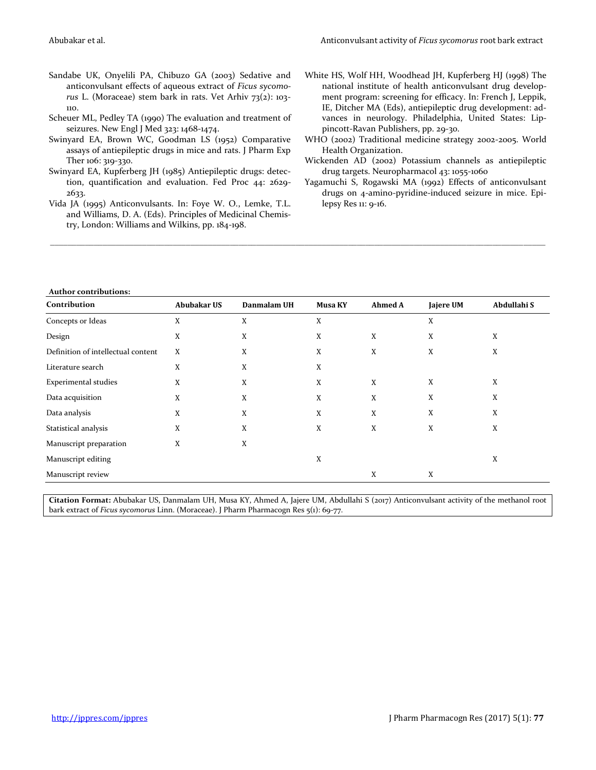Sandabe UK, Onyelili PA, Chibuzo GA (2003) Sedative and anticonvulsant effects of aqueous extract of *Ficus sycomorus* L. (Moraceae) stem bark in rats. Vet Arhiv 73(2): 103-110.

Scheuer ML, Pedley TA (1990) The evaluation and treatment of seizures. New Engl J Med 323: 1468-1474.

Swinyard EA, Brown WC, Goodman LS (1952) Comparative assays of antiepileptic drugs in mice and rats. J Pharm Exp Ther 106: 319-330.

Swinyard EA, Kupferberg JH (1985) Antiepileptic drugs: detection, quantification and evaluation. Fed Proc 44: 2629-2633.

Vida JA (1995) Anticonvulsants. In: Foye W. O., Lemke, T.L. and Williams, D. A. (Eds). Principles of Medicinal Chemistry, London: Williams and Wilkins, pp. 184-198.

White HS, Wolf HH, Woodhead JH, Kupferberg HJ (1998) The national institute of health anticonvulsant drug development program: screening for efficacy. In: French J, Leppik, IE, Ditcher MA (Eds), antiepileptic drug development: advances in neurology. Philadelphia, United States: Lippincott-Ravan Publishers, pp. 29-30.

WHO (2002) Traditional medicine strategy 2002-2005. World Health Organization.

Wickenden AD (2002) Potassium channels as antiepileptic drug targets. Neuropharmacol 43: 1055-1060

Yagamuchi S, Rogawski MA (1992) Effects of anticonvulsant drugs on 4-amino-pyridine-induced seizure in mice. Epilepsy Res 11: 9-16.

**Author contributions:**

| Contribution | Abubakar US | Danmalam UH | Musa KY | Ahmed A | Jajere UM | Abdullahi S |
|---|---|---|---|---|---|---|
| Concepts or Ideas | X | X | X | | X | |
| Design | X | X | X | X | X | X |
| Definition of intellectual content | X | X | X | X | X | X |
| Literature search | X | X | X | | | |
| Experimental studies | X | X | X | X | X | X |
| Data acquisition | X | X | X | X | X | X |
| Data analysis | X | X | X | X | X | X |
| Statistical analysis | X | X | X | X | X | X |
| Manuscript preparation | X | X | | | | |
| Manuscript editing | | | X | | | X |
| Manuscript review | | | | X | X | |

**Citation Format:** Abubakar US, Danmalam UH, Musa KY, Ahmed A, Jajere UM, Abdullahi S (2017) Anticonvulsant activity of the methanol root bark extract of *Ficus sycomorus* Linn. (Moraceae). J Pharm Pharmacogn Res 5(1): 69-77.